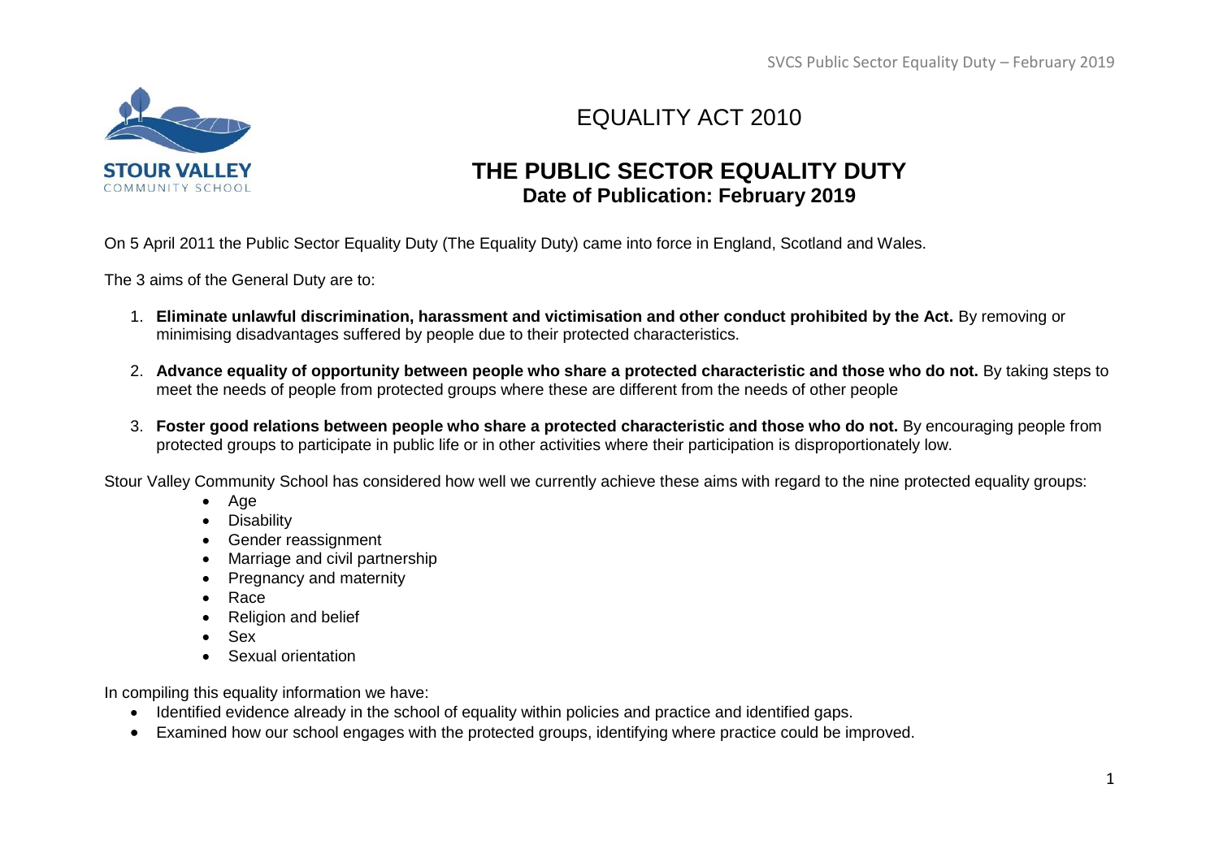# EQUALITY ACT 2010

## THE PUBLIC SECTOR EQUALITY DUTY

**Date of Publication: February 2019**

On 5 April 2011 the Public Sector Equality Duty (The Equality Duty) came into force in England, Scotland and Wales.

The 3 aims of the General Duty are to:

1. **Eliminate unlawful discrimination, harassment and victimisation and other conduct prohibited by the Act.** By removing or minimising disadvantages suffered by people due to their protected characteristics.

2. **Advance equality of opportunity between people who share a protected characteristic and those who do not.** By taking steps to meet the needs of people from protected groups where these are different from the needs of other people

3. **Foster good relations between people who share a protected characteristic and those who do not.** By encouraging people from protected groups to participate in public life or in other activities where their participation is disproportionately low.

Stour Valley Community School has considered how well we currently achieve these aims with regard to the nine protected equality groups:

- Age
- Disability
- Gender reassignment
- Marriage and civil partnership
- Pregnancy and maternity
- Race
- Religion and belief
- Sex
- Sexual orientation

In compiling this equality information we have:

- Identified evidence already in the school of equality within policies and practice and identified gaps.
- Examined how our school engages with the protected groups, identifying where practice could be improved.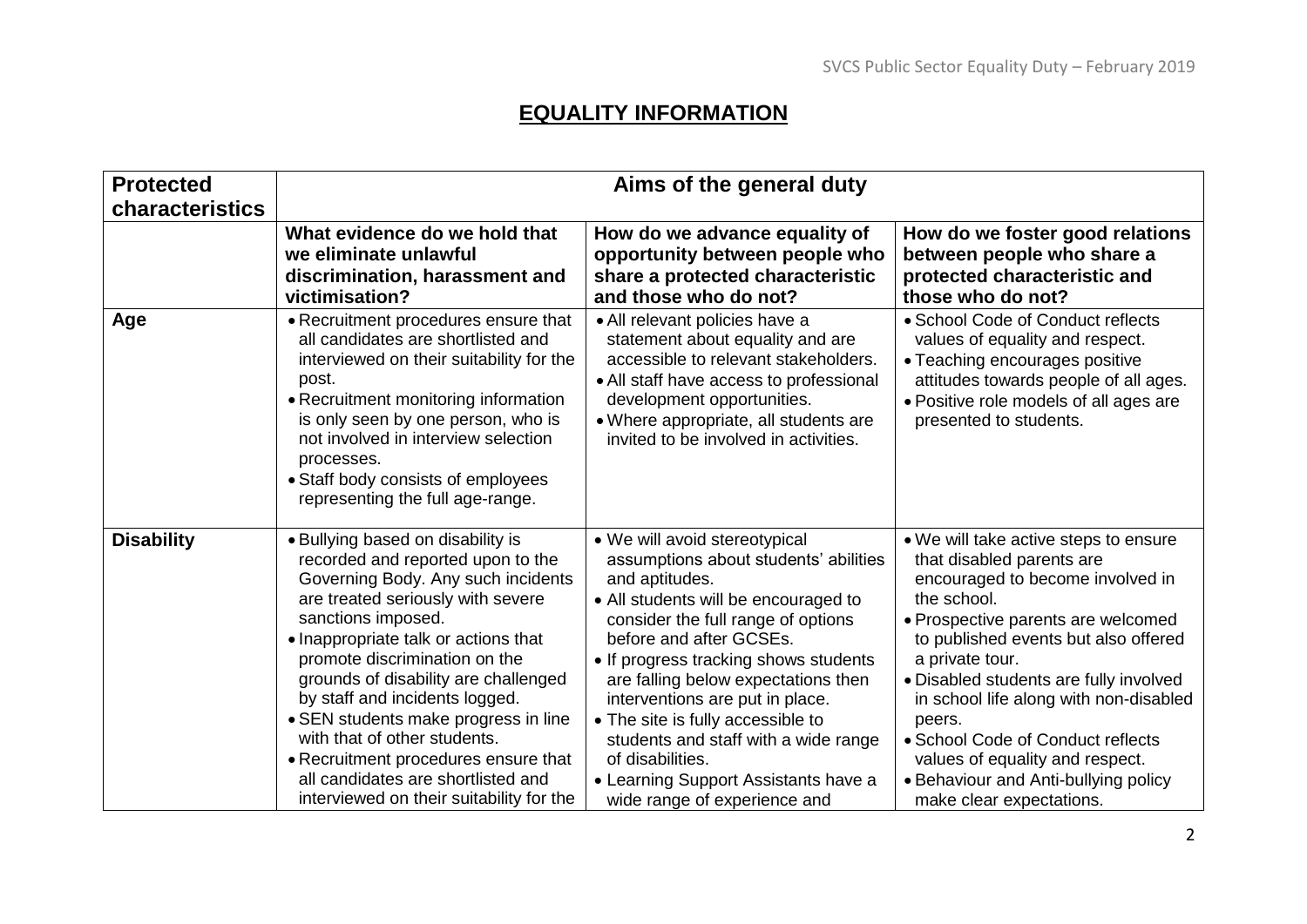## EQUALITY INFORMATION

| Protected characteristics | Aims of the general duty | | |
|---|---|---|---|
| | **What evidence do we hold that we eliminate unlawful discrimination, harassment and victimisation?** | **How do we advance equality of opportunity between people who share a protected characteristic and those who do not?** | **How do we foster good relations between people who share a protected characteristic and those who do not?** |
| **Age** | • Recruitment procedures ensure that all candidates are shortlisted and interviewed on their suitability for the post.<br>• Recruitment monitoring information is only seen by one person, who is not involved in interview selection processes.<br>• Staff body consists of employees representing the full age-range. | • All relevant policies have a statement about equality and are accessible to relevant stakeholders.<br>• All staff have access to professional development opportunities.<br>• Where appropriate, all students are invited to be involved in activities. | • School Code of Conduct reflects values of equality and respect.<br>• Teaching encourages positive attitudes towards people of all ages.<br>• Positive role models of all ages are presented to students. |
| **Disability** | • Bullying based on disability is recorded and reported upon to the Governing Body. Any such incidents are treated seriously with severe sanctions imposed.<br>• Inappropriate talk or actions that promote discrimination on the grounds of disability are challenged by staff and incidents logged.<br>• SEN students make progress in line with that of other students.<br>• Recruitment procedures ensure that all candidates are shortlisted and interviewed on their suitability for the | • We will avoid stereotypical assumptions about students' abilities and aptitudes.<br>• All students will be encouraged to consider the full range of options before and after GCSEs.<br>• If progress tracking shows students are falling below expectations then interventions are put in place.<br>• The site is fully accessible to students and staff with a wide range of disabilities.<br>• Learning Support Assistants have a wide range of experience and | • We will take active steps to ensure that disabled parents are encouraged to become involved in the school.<br>• Prospective parents are welcomed to published events but also offered a private tour.<br>• Disabled students are fully involved in school life along with non-disabled peers.<br>• School Code of Conduct reflects values of equality and respect.<br>• Behaviour and Anti-bullying policy make clear expectations. |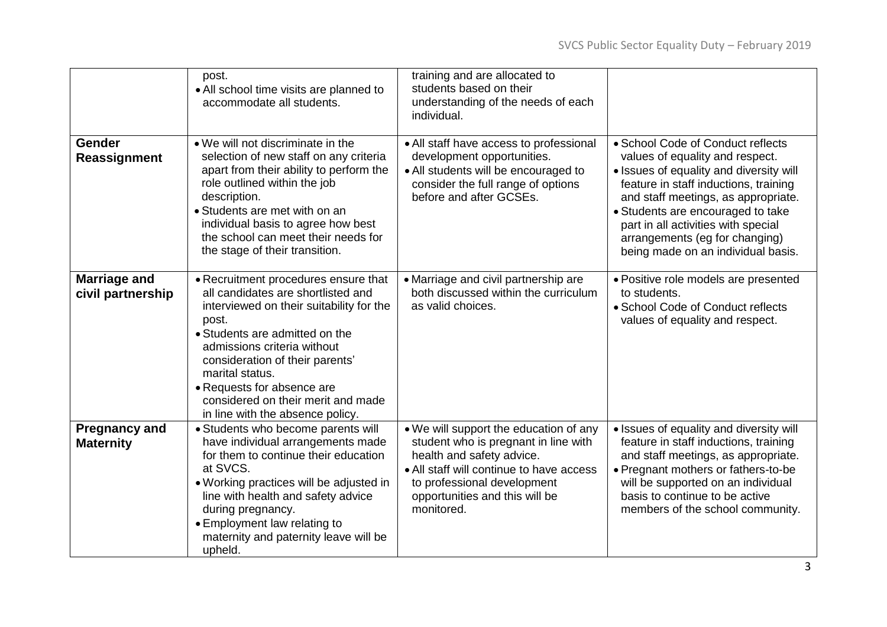| | | | |
|---|---|---|---|
| | post.<br>• All school time visits are planned to accommodate all students. | training and are allocated to students based on their understanding of the needs of each individual. | |
| **Gender Reassignment** | • We will not discriminate in the selection of new staff on any criteria apart from their ability to perform the role outlined within the job description.<br>• Students are met with on an individual basis to agree how best the school can meet their needs for the stage of their transition. | • All staff have access to professional development opportunities.<br>• All students will be encouraged to consider the full range of options before and after GCSEs. | • School Code of Conduct reflects values of equality and respect.<br>• Issues of equality and diversity will feature in staff inductions, training and staff meetings, as appropriate.<br>• Students are encouraged to take part in all activities with special arrangements (eg for changing) being made on an individual basis. |
| **Marriage and civil partnership** | • Recruitment procedures ensure that all candidates are shortlisted and interviewed on their suitability for the post.<br>• Students are admitted on the admissions criteria without consideration of their parents' marital status.<br>• Requests for absence are considered on their merit and made in line with the absence policy. | • Marriage and civil partnership are both discussed within the curriculum as valid choices. | • Positive role models are presented to students.<br>• School Code of Conduct reflects values of equality and respect. |
| **Pregnancy and Maternity** | • Students who become parents will have individual arrangements made for them to continue their education at SVCS.<br>• Working practices will be adjusted in line with health and safety advice during pregnancy.<br>• Employment law relating to maternity and paternity leave will be upheld. | • We will support the education of any student who is pregnant in line with health and safety advice.<br>• All staff will continue to have access to professional development opportunities and this will be monitored. | • Issues of equality and diversity will feature in staff inductions, training and staff meetings, as appropriate.<br>• Pregnant mothers or fathers-to-be will be supported on an individual basis to continue to be active members of the school community. |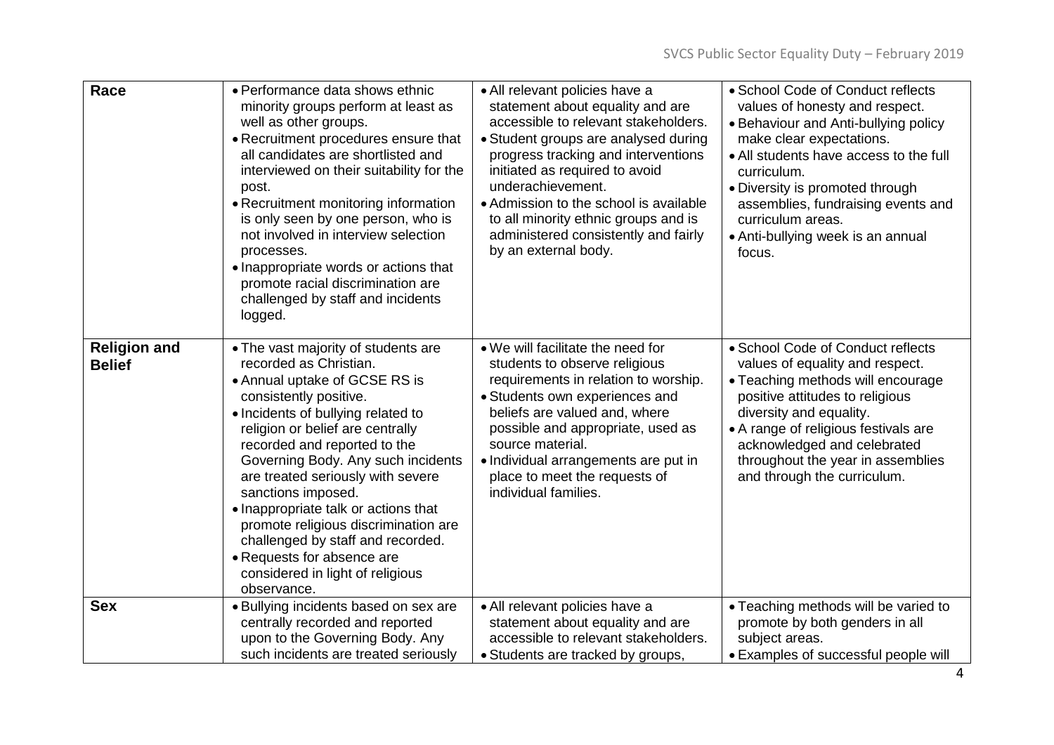| | | | |
|---|---|---|---|
| **Race** | • Performance data shows ethnic minority groups perform at least as well as other groups.<br>• Recruitment procedures ensure that all candidates are shortlisted and interviewed on their suitability for the post.<br>• Recruitment monitoring information is only seen by one person, who is not involved in interview selection processes.<br>• Inappropriate words or actions that promote racial discrimination are challenged by staff and incidents logged. | • All relevant policies have a statement about equality and are accessible to relevant stakeholders.<br>• Student groups are analysed during progress tracking and interventions initiated as required to avoid underachievement.<br>• Admission to the school is available to all minority ethnic groups and is administered consistently and fairly by an external body. | • School Code of Conduct reflects values of honesty and respect.<br>• Behaviour and Anti-bullying policy make clear expectations.<br>• All students have access to the full curriculum.<br>• Diversity is promoted through assemblies, fundraising events and curriculum areas.<br>• Anti-bullying week is an annual focus. |
| **Religion and Belief** | • The vast majority of students are recorded as Christian.<br>• Annual uptake of GCSE RS is consistently positive.<br>• Incidents of bullying related to religion or belief are centrally recorded and reported to the Governing Body. Any such incidents are treated seriously with severe sanctions imposed.<br>• Inappropriate talk or actions that promote religious discrimination are challenged by staff and recorded.<br>• Requests for absence are considered in light of religious observance. | • We will facilitate the need for students to observe religious requirements in relation to worship.<br>• Students own experiences and beliefs are valued and, where possible and appropriate, used as source material.<br>• Individual arrangements are put in place to meet the requests of individual families. | • School Code of Conduct reflects values of equality and respect.<br>• Teaching methods will encourage positive attitudes to religious diversity and equality.<br>• A range of religious festivals are acknowledged and celebrated throughout the year in assemblies and through the curriculum. |
| **Sex** | • Bullying incidents based on sex are centrally recorded and reported upon to the Governing Body. Any such incidents are treated seriously | • All relevant policies have a statement about equality and are accessible to relevant stakeholders.<br>• Students are tracked by groups, | • Teaching methods will be varied to promote by both genders in all subject areas.<br>• Examples of successful people will |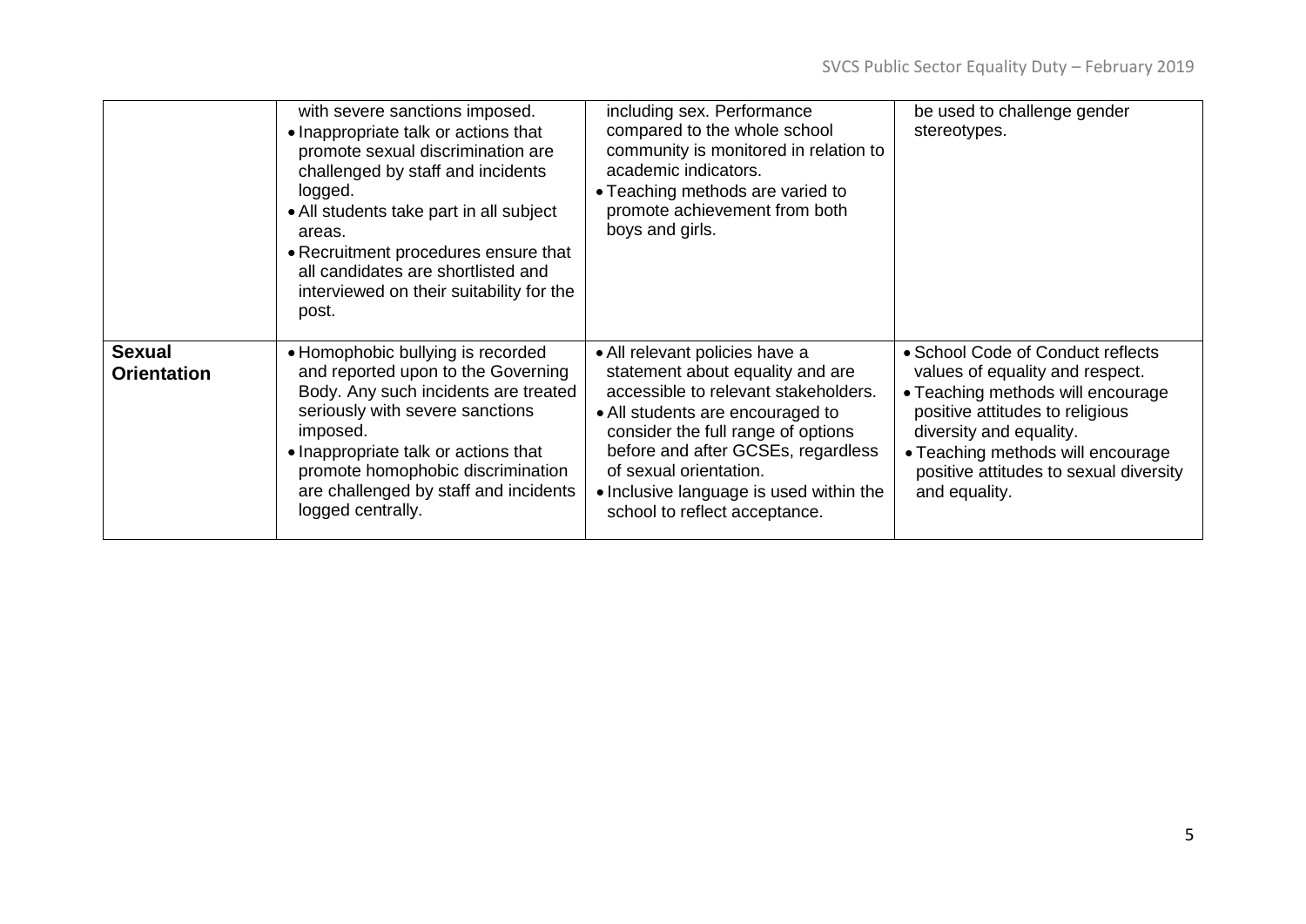| | | | |
|---|---|---|---|
| | with severe sanctions imposed.<br>• Inappropriate talk or actions that promote sexual discrimination are challenged by staff and incidents logged.<br>• All students take part in all subject areas.<br>• Recruitment procedures ensure that all candidates are shortlisted and interviewed on their suitability for the post. | including sex. Performance compared to the whole school community is monitored in relation to academic indicators.<br>• Teaching methods are varied to promote achievement from both boys and girls. | be used to challenge gender stereotypes. |
| **Sexual Orientation** | • Homophobic bullying is recorded and reported upon to the Governing Body. Any such incidents are treated seriously with severe sanctions imposed.<br>• Inappropriate talk or actions that promote homophobic discrimination are challenged by staff and incidents logged centrally. | • All relevant policies have a statement about equality and are accessible to relevant stakeholders.<br>• All students are encouraged to consider the full range of options before and after GCSEs, regardless of sexual orientation.<br>• Inclusive language is used within the school to reflect acceptance. | • School Code of Conduct reflects values of equality and respect.<br>• Teaching methods will encourage positive attitudes to religious diversity and equality.<br>• Teaching methods will encourage positive attitudes to sexual diversity and equality. |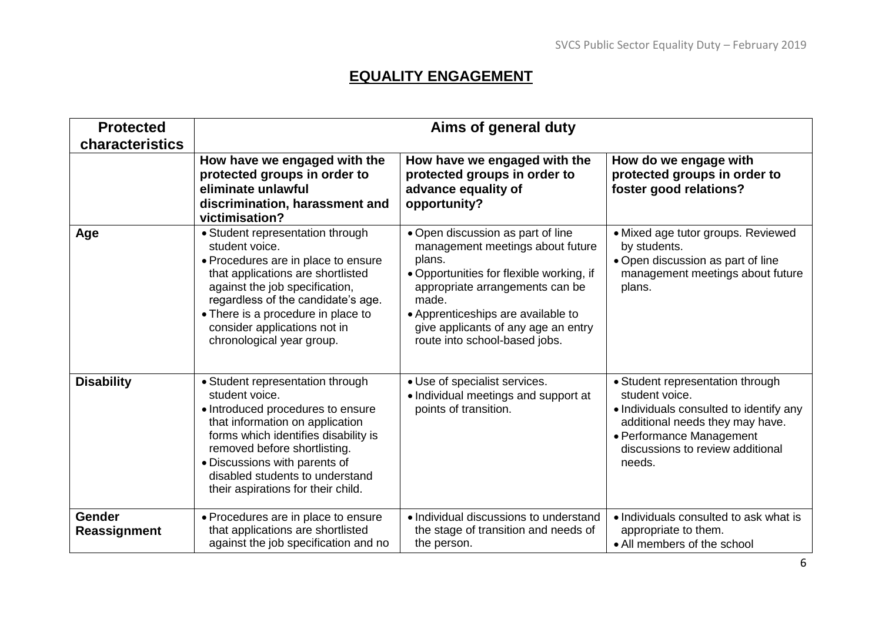## EQUALITY ENGAGEMENT

| Protected characteristics | Aims of general duty | | |
|---|---|---|---|
| | **How have we engaged with the protected groups in order to eliminate unlawful discrimination, harassment and victimisation?** | **How have we engaged with the protected groups in order to advance equality of opportunity?** | **How do we engage with protected groups in order to foster good relations?** |
| **Age** | • Student representation through student voice.<br>• Procedures are in place to ensure that applications are shortlisted against the job specification, regardless of the candidate's age.<br>• There is a procedure in place to consider applications not in chronological year group. | • Open discussion as part of line management meetings about future plans.<br>• Opportunities for flexible working, if appropriate arrangements can be made.<br>• Apprenticeships are available to give applicants of any age an entry route into school-based jobs. | • Mixed age tutor groups. Reviewed by students.<br>• Open discussion as part of line management meetings about future plans. |
| **Disability** | • Student representation through student voice.<br>• Introduced procedures to ensure that information on application forms which identifies disability is removed before shortlisting.<br>• Discussions with parents of disabled students to understand their aspirations for their child. | • Use of specialist services.<br>• Individual meetings and support at points of transition. | • Student representation through student voice.<br>• Individuals consulted to identify any additional needs they may have.<br>• Performance Management discussions to review additional needs. |
| **Gender Reassignment** | • Procedures are in place to ensure that applications are shortlisted against the job specification and no | • Individual discussions to understand the stage of transition and needs of the person. | • Individuals consulted to ask what is appropriate to them.<br>• All members of the school |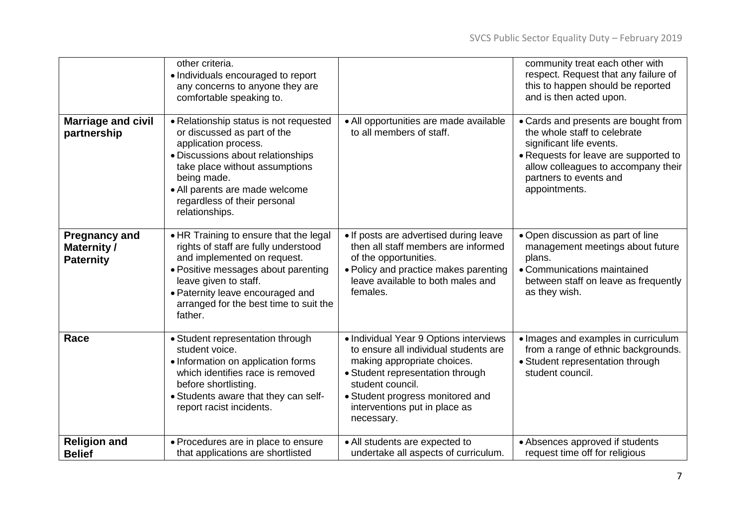| | | | |
|---|---|---|---|
| | other criteria.<br>• Individuals encouraged to report any concerns to anyone they are comfortable speaking to. | | community treat each other with respect. Request that any failure of this to happen should be reported and is then acted upon. |
| **Marriage and civil partnership** | • Relationship status is not requested or discussed as part of the application process.<br>• Discussions about relationships take place without assumptions being made.<br>• All parents are made welcome regardless of their personal relationships. | • All opportunities are made available to all members of staff. | • Cards and presents are bought from the whole staff to celebrate significant life events.<br>• Requests for leave are supported to allow colleagues to accompany their partners to events and appointments. |
| **Pregnancy and Maternity / Paternity** | • HR Training to ensure that the legal rights of staff are fully understood and implemented on request.<br>• Positive messages about parenting leave given to staff.<br>• Paternity leave encouraged and arranged for the best time to suit the father. | • If posts are advertised during leave then all staff members are informed of the opportunities.<br>• Policy and practice makes parenting leave available to both males and females. | • Open discussion as part of line management meetings about future plans.<br>• Communications maintained between staff on leave as frequently as they wish. |
| **Race** | • Student representation through student voice.<br>• Information on application forms which identifies race is removed before shortlisting.<br>• Students aware that they can self-report racist incidents. | • Individual Year 9 Options interviews to ensure all individual students are making appropriate choices.<br>• Student representation through student council.<br>• Student progress monitored and interventions put in place as necessary. | • Images and examples in curriculum from a range of ethnic backgrounds.<br>• Student representation through student council. |
| **Religion and Belief** | • Procedures are in place to ensure that applications are shortlisted | • All students are expected to undertake all aspects of curriculum. | • Absences approved if students request time off for religious |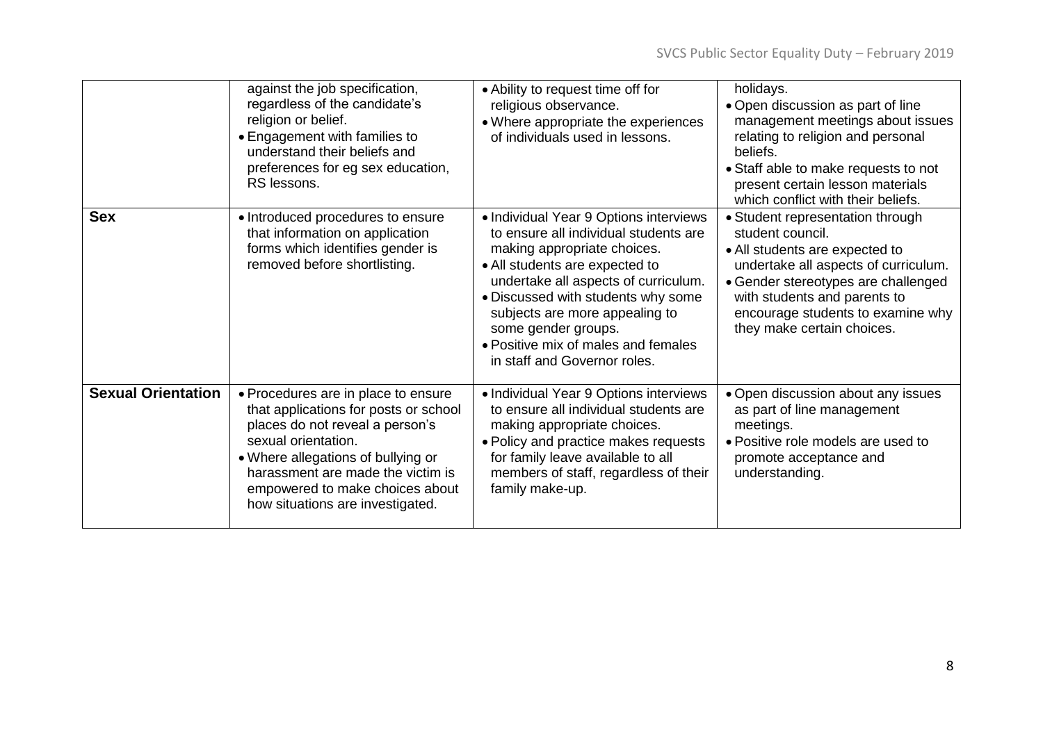| | | | |
|---|---|---|---|
| | against the job specification, regardless of the candidate's religion or belief.<br>• Engagement with families to understand their beliefs and preferences for eg sex education, RS lessons. | • Ability to request time off for religious observance.<br>• Where appropriate the experiences of individuals used in lessons. | holidays.<br>• Open discussion as part of line management meetings about issues relating to religion and personal beliefs.<br>• Staff able to make requests to not present certain lesson materials which conflict with their beliefs. |
| **Sex** | • Introduced procedures to ensure that information on application forms which identifies gender is removed before shortlisting. | • Individual Year 9 Options interviews to ensure all individual students are making appropriate choices.<br>• All students are expected to undertake all aspects of curriculum.<br>• Discussed with students why some subjects are more appealing to some gender groups.<br>• Positive mix of males and females in staff and Governor roles. | • Student representation through student council.<br>• All students are expected to undertake all aspects of curriculum.<br>• Gender stereotypes are challenged with students and parents to encourage students to examine why they make certain choices. |
| **Sexual Orientation** | • Procedures are in place to ensure that applications for posts or school places do not reveal a person's sexual orientation.<br>• Where allegations of bullying or harassment are made the victim is empowered to make choices about how situations are investigated. | • Individual Year 9 Options interviews to ensure all individual students are making appropriate choices.<br>• Policy and practice makes requests for family leave available to all members of staff, regardless of their family make-up. | • Open discussion about any issues as part of line management meetings.<br>• Positive role models are used to promote acceptance and understanding. |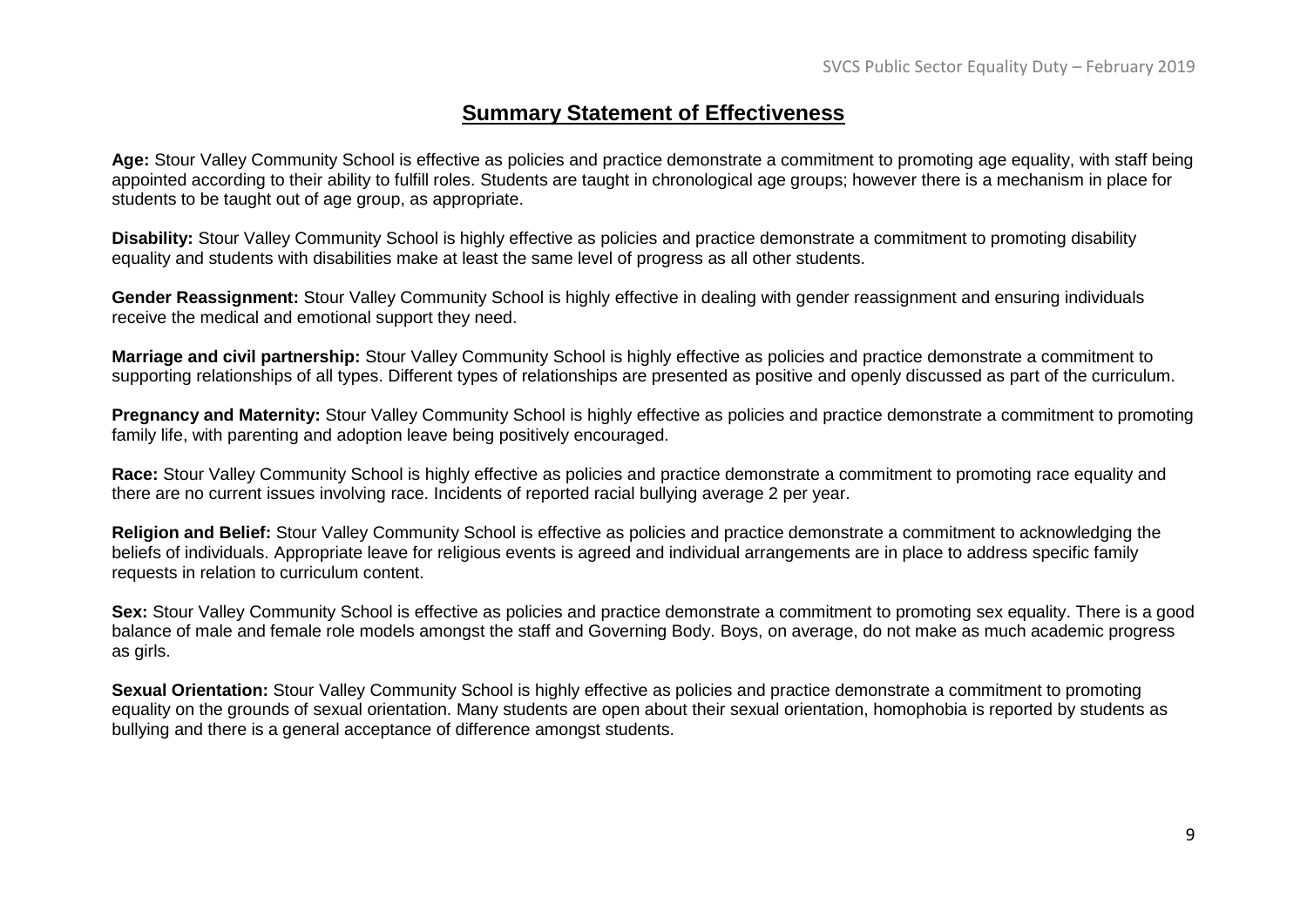## Summary Statement of Effectiveness

**Age:** Stour Valley Community School is effective as policies and practice demonstrate a commitment to promoting age equality, with staff being appointed according to their ability to fulfill roles. Students are taught in chronological age groups; however there is a mechanism in place for students to be taught out of age group, as appropriate.

**Disability:** Stour Valley Community School is highly effective as policies and practice demonstrate a commitment to promoting disability equality and students with disabilities make at least the same level of progress as all other students.

**Gender Reassignment:** Stour Valley Community School is highly effective in dealing with gender reassignment and ensuring individuals receive the medical and emotional support they need.

**Marriage and civil partnership:** Stour Valley Community School is highly effective as policies and practice demonstrate a commitment to supporting relationships of all types. Different types of relationships are presented as positive and openly discussed as part of the curriculum.

**Pregnancy and Maternity:** Stour Valley Community School is highly effective as policies and practice demonstrate a commitment to promoting family life, with parenting and adoption leave being positively encouraged.

**Race:** Stour Valley Community School is highly effective as policies and practice demonstrate a commitment to promoting race equality and there are no current issues involving race. Incidents of reported racial bullying average 2 per year.

**Religion and Belief:** Stour Valley Community School is effective as policies and practice demonstrate a commitment to acknowledging the beliefs of individuals. Appropriate leave for religious events is agreed and individual arrangements are in place to address specific family requests in relation to curriculum content.

**Sex:** Stour Valley Community School is effective as policies and practice demonstrate a commitment to promoting sex equality. There is a good balance of male and female role models amongst the staff and Governing Body. Boys, on average, do not make as much academic progress as girls.

**Sexual Orientation:** Stour Valley Community School is highly effective as policies and practice demonstrate a commitment to promoting equality on the grounds of sexual orientation. Many students are open about their sexual orientation, homophobia is reported by students as bullying and there is a general acceptance of difference amongst students.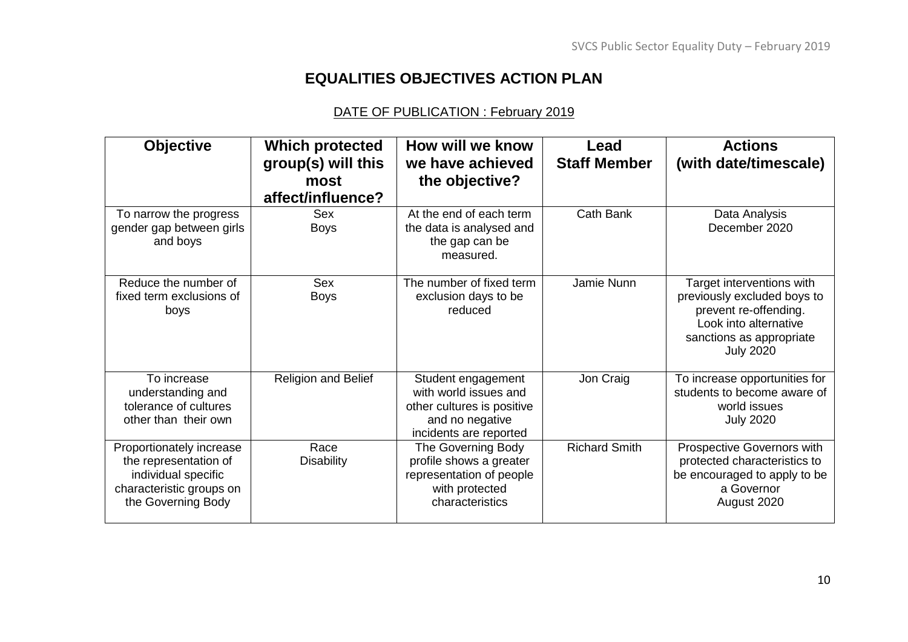# EQUALITIES OBJECTIVES ACTION PLAN

<u>DATE OF PUBLICATION : February 2019</u>

| Objective | Which protected group(s) will this most affect/influence? | How will we know we have achieved the objective? | Lead Staff Member | Actions (with date/timescale) |
|---|---|---|---|---|
| To narrow the progress gender gap between girls and boys | Sex<br>Boys | At the end of each term the data is analysed and the gap can be measured. | Cath Bank | Data Analysis<br>December 2020 |
| Reduce the number of fixed term exclusions of boys | Sex<br>Boys | The number of fixed term exclusion days to be reduced | Jamie Nunn | Target interventions with previously excluded boys to prevent re-offending.<br>Look into alternative sanctions as appropriate<br>July 2020 |
| To increase understanding and tolerance of cultures other than their own | Religion and Belief | Student engagement with world issues and other cultures is positive and no negative incidents are reported | Jon Craig | To increase opportunities for students to become aware of world issues<br>July 2020 |
| Proportionately increase the representation of individual specific characteristic groups on the Governing Body | Race<br>Disability | The Governing Body profile shows a greater representation of people with protected characteristics | Richard Smith | Prospective Governors with protected characteristics to be encouraged to apply to be a Governor<br>August 2020 |